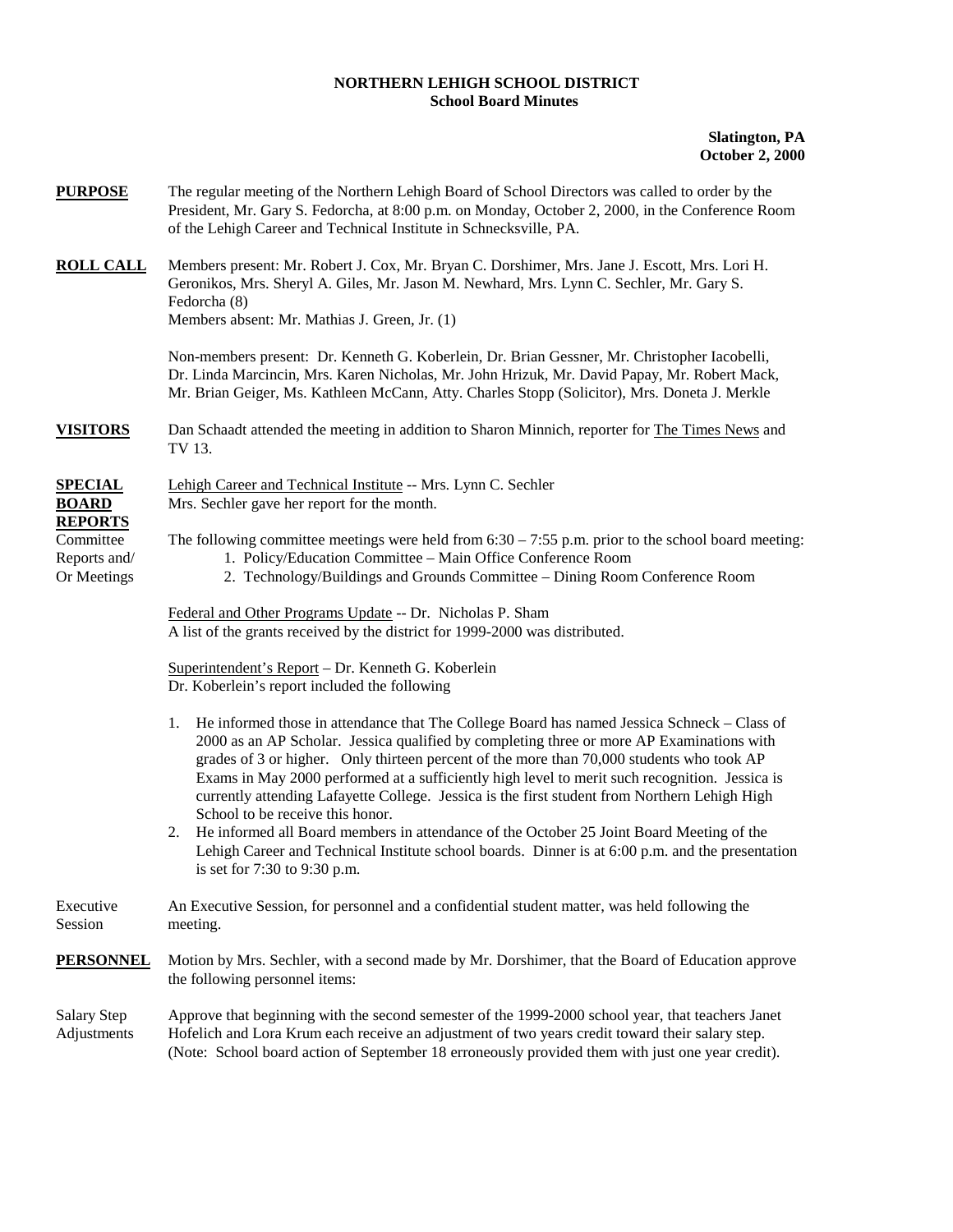**NORTHERN LEHIGH SCHOOL DISTRICT**
**School Board Minutes**

**Slatington, PA**
**October 2, 2000**

**PURPOSE** The regular meeting of the Northern Lehigh Board of School Directors was called to order by the President, Mr. Gary S. Fedorcha, at 8:00 p.m. on Monday, October 2, 2000, in the Conference Room of the Lehigh Career and Technical Institute in Schnecksville, PA.

**ROLL CALL** Members present: Mr. Robert J. Cox, Mr. Bryan C. Dorshimer, Mrs. Jane J. Escott, Mrs. Lori H. Geronikos, Mrs. Sheryl A. Giles, Mr. Jason M. Newhard, Mrs. Lynn C. Sechler, Mr. Gary S. Fedorcha (8)
Members absent: Mr. Mathias J. Green, Jr. (1)

Non-members present: Dr. Kenneth G. Koberlein, Dr. Brian Gessner, Mr. Christopher Iacobelli, Dr. Linda Marcincin, Mrs. Karen Nicholas, Mr. John Hrizuk, Mr. David Papay, Mr. Robert Mack, Mr. Brian Geiger, Ms. Kathleen McCann, Atty. Charles Stopp (Solicitor), Mrs. Doneta J. Merkle

**VISITORS** Dan Schaadt attended the meeting in addition to Sharon Minnich, reporter for The Times News and TV 13.

**SPECIAL BOARD REPORTS**

Lehigh Career and Technical Institute -- Mrs. Lynn C. Sechler
Mrs. Sechler gave her report for the month.

Committee Reports and/ Or Meetings

The following committee meetings were held from 6:30 – 7:55 p.m. prior to the school board meeting:

1. Policy/Education Committee – Main Office Conference Room
2. Technology/Buildings and Grounds Committee – Dining Room Conference Room

Federal and Other Programs Update -- Dr. Nicholas P. Sham
A list of the grants received by the district for 1999-2000 was distributed.

Superintendent's Report – Dr. Kenneth G. Koberlein
Dr. Koberlein's report included the following

1. He informed those in attendance that The College Board has named Jessica Schneck – Class of 2000 as an AP Scholar. Jessica qualified by completing three or more AP Examinations with grades of 3 or higher. Only thirteen percent of the more than 70,000 students who took AP Exams in May 2000 performed at a sufficiently high level to merit such recognition. Jessica is currently attending Lafayette College. Jessica is the first student from Northern Lehigh High School to be receive this honor.
2. He informed all Board members in attendance of the October 25 Joint Board Meeting of the Lehigh Career and Technical Institute school boards. Dinner is at 6:00 p.m. and the presentation is set for 7:30 to 9:30 p.m.

Executive Session An Executive Session, for personnel and a confidential student matter, was held following the meeting.

**PERSONNEL** Motion by Mrs. Sechler, with a second made by Mr. Dorshimer, that the Board of Education approve the following personnel items:

Salary Step Adjustments Approve that beginning with the second semester of the 1999-2000 school year, that teachers Janet Hofelich and Lora Krum each receive an adjustment of two years credit toward their salary step. (Note: School board action of September 18 erroneously provided them with just one year credit).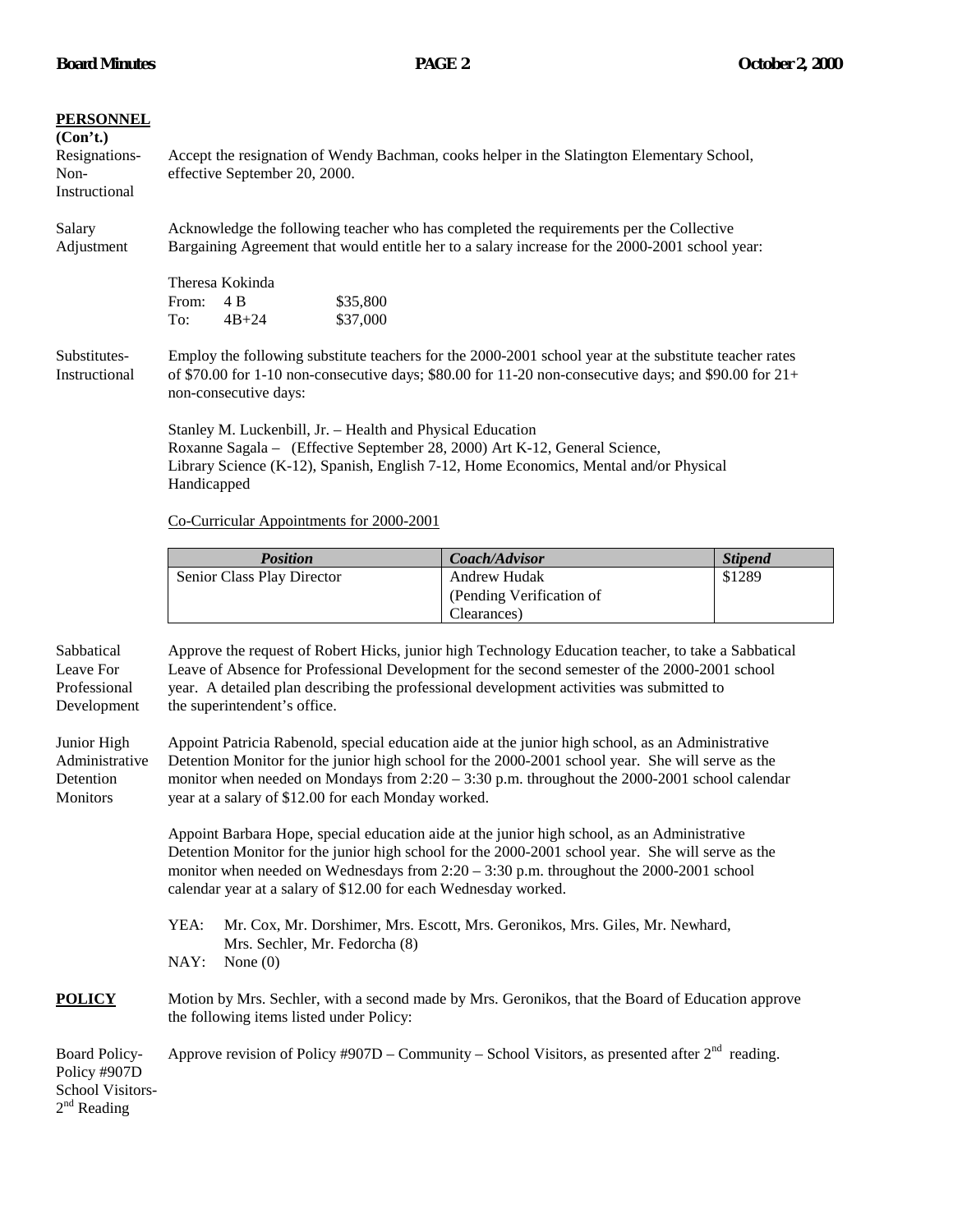**PERSONNEL**
**(Con't.)**

Resignations-Non-Instructional

Accept the resignation of Wendy Bachman, cooks helper in the Slatington Elementary School, effective September 20, 2000.

Salary Adjustment

Acknowledge the following teacher who has completed the requirements per the Collective Bargaining Agreement that would entitle her to a salary increase for the 2000-2001 school year:

Theresa Kokinda
From: 4 B $35,800
To: 4B+24 $37,000

Substitutes-Instructional

Employ the following substitute teachers for the 2000-2001 school year at the substitute teacher rates of $70.00 for 1-10 non-consecutive days; $80.00 for 11-20 non-consecutive days; and $90.00 for 21+ non-consecutive days:

Stanley M. Luckenbill, Jr. – Health and Physical Education
Roxanne Sagala – (Effective September 28, 2000) Art K-12, General Science, Library Science (K-12), Spanish, English 7-12, Home Economics, Mental and/or Physical Handicapped

Co-Curricular Appointments for 2000-2001

| *Position* | *Coach/Advisor* | *Stipend* |
|---|---|---|
| Senior Class Play Director | Andrew Hudak (Pending Verification of Clearances) | $1289 |

Sabbatical Leave For Professional Development

Approve the request of Robert Hicks, junior high Technology Education teacher, to take a Sabbatical Leave of Absence for Professional Development for the second semester of the 2000-2001 school year. A detailed plan describing the professional development activities was submitted to the superintendent's office.

Junior High Administrative Detention Monitors

Appoint Patricia Rabenold, special education aide at the junior high school, as an Administrative Detention Monitor for the junior high school for the 2000-2001 school year. She will serve as the monitor when needed on Mondays from 2:20 – 3:30 p.m. throughout the 2000-2001 school calendar year at a salary of $12.00 for each Monday worked.

Appoint Barbara Hope, special education aide at the junior high school, as an Administrative Detention Monitor for the junior high school for the 2000-2001 school year. She will serve as the monitor when needed on Wednesdays from 2:20 – 3:30 p.m. throughout the 2000-2001 school calendar year at a salary of $12.00 for each Wednesday worked.

YEA: Mr. Cox, Mr. Dorshimer, Mrs. Escott, Mrs. Geronikos, Mrs. Giles, Mr. Newhard, Mrs. Sechler, Mr. Fedorcha (8)
NAY: None (0)

**POLICY**

Motion by Mrs. Sechler, with a second made by Mrs. Geronikos, that the Board of Education approve the following items listed under Policy:

Board Policy-Policy #907D School Visitors-2nd Reading

Approve revision of Policy #907D – Community – School Visitors, as presented after 2nd reading.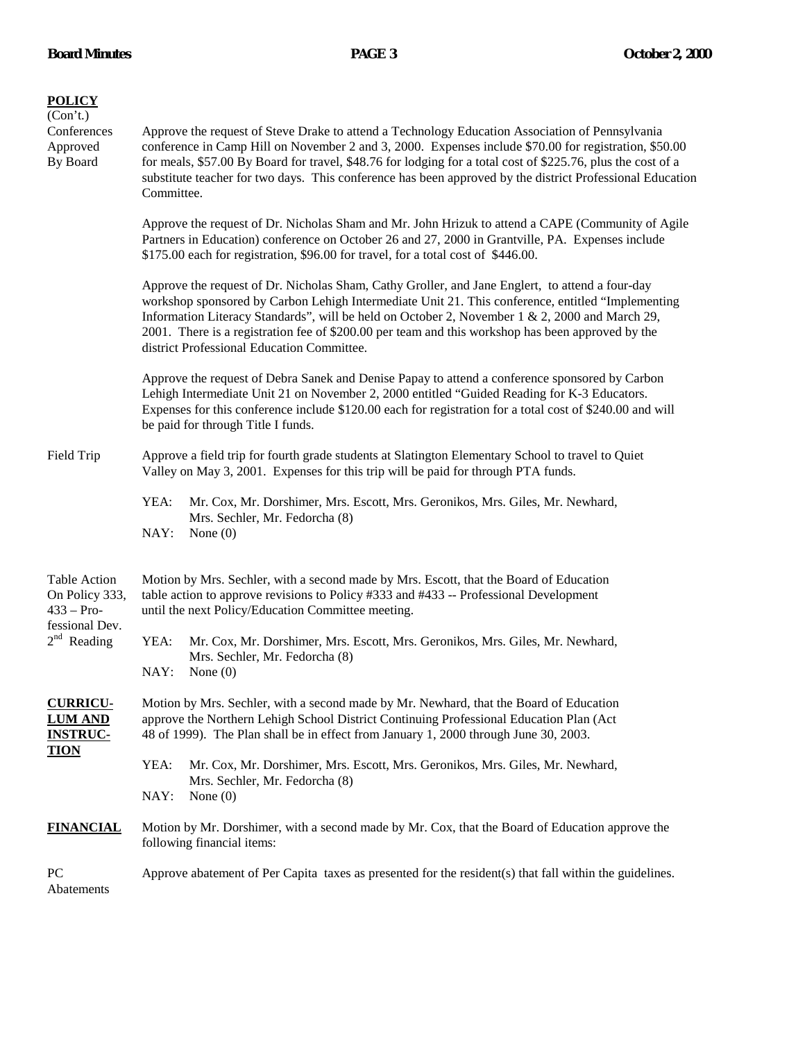**POLICY**
(Con't.)

Conferences Approved By Board

Approve the request of Steve Drake to attend a Technology Education Association of Pennsylvania conference in Camp Hill on November 2 and 3, 2000. Expenses include $70.00 for registration, $50.00 for meals, $57.00 By Board for travel, $48.76 for lodging for a total cost of $225.76, plus the cost of a substitute teacher for two days. This conference has been approved by the district Professional Education Committee.

Approve the request of Dr. Nicholas Sham and Mr. John Hrizuk to attend a CAPE (Community of Agile Partners in Education) conference on October 26 and 27, 2000 in Grantville, PA. Expenses include $175.00 each for registration, $96.00 for travel, for a total cost of $446.00.

Approve the request of Dr. Nicholas Sham, Cathy Groller, and Jane Englert, to attend a four-day workshop sponsored by Carbon Lehigh Intermediate Unit 21. This conference, entitled "Implementing Information Literacy Standards", will be held on October 2, November 1 & 2, 2000 and March 29, 2001. There is a registration fee of $200.00 per team and this workshop has been approved by the district Professional Education Committee.

Approve the request of Debra Sanek and Denise Papay to attend a conference sponsored by Carbon Lehigh Intermediate Unit 21 on November 2, 2000 entitled "Guided Reading for K-3 Educators. Expenses for this conference include $120.00 each for registration for a total cost of $240.00 and will be paid for through Title I funds.

Field Trip

Approve a field trip for fourth grade students at Slatington Elementary School to travel to Quiet Valley on May 3, 2001. Expenses for this trip will be paid for through PTA funds.

YEA: Mr. Cox, Mr. Dorshimer, Mrs. Escott, Mrs. Geronikos, Mrs. Giles, Mr. Newhard, Mrs. Sechler, Mr. Fedorcha (8)
NAY: None (0)

Table Action On Policy 333, 433 – Professional Dev. 2nd Reading

Motion by Mrs. Sechler, with a second made by Mrs. Escott, that the Board of Education table action to approve revisions to Policy #333 and #433 -- Professional Development until the next Policy/Education Committee meeting.

YEA: Mr. Cox, Mr. Dorshimer, Mrs. Escott, Mrs. Geronikos, Mrs. Giles, Mr. Newhard, Mrs. Sechler, Mr. Fedorcha (8)
NAY: None (0)

**CURRICULUM AND INSTRUCTION**

Motion by Mrs. Sechler, with a second made by Mr. Newhard, that the Board of Education approve the Northern Lehigh School District Continuing Professional Education Plan (Act 48 of 1999). The Plan shall be in effect from January 1, 2000 through June 30, 2003.

YEA: Mr. Cox, Mr. Dorshimer, Mrs. Escott, Mrs. Geronikos, Mrs. Giles, Mr. Newhard, Mrs. Sechler, Mr. Fedorcha (8)
NAY: None (0)

**FINANCIAL**

Motion by Mr. Dorshimer, with a second made by Mr. Cox, that the Board of Education approve the following financial items:

PC Abatements

Approve abatement of Per Capita taxes as presented for the resident(s) that fall within the guidelines.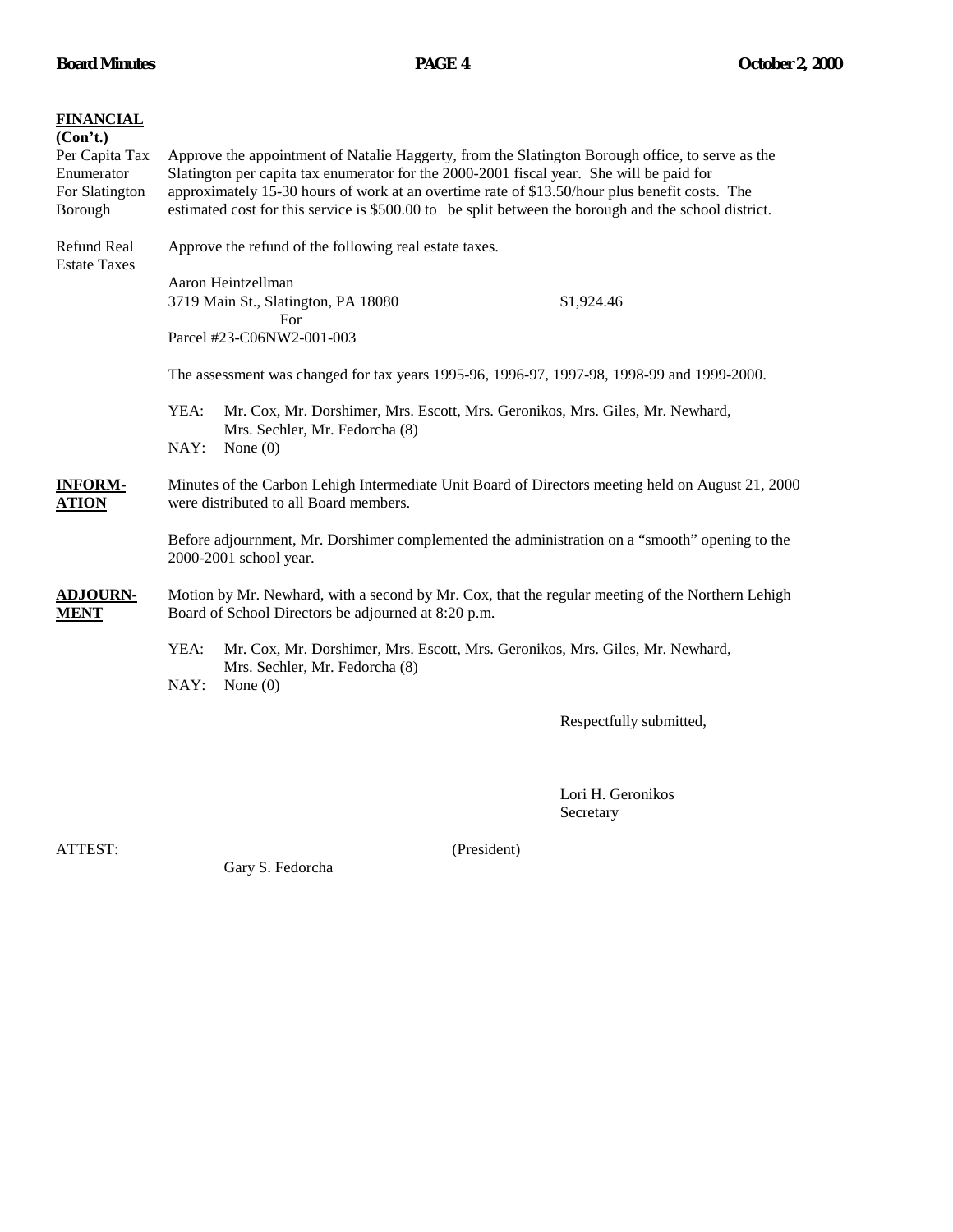**FINANCIAL (Con't.)**

**Per Capita Tax Enumerator For Slatington Borough**

Approve the appointment of Natalie Haggerty, from the Slatington Borough office, to serve as the Slatington per capita tax enumerator for the 2000-2001 fiscal year. She will be paid for approximately 15-30 hours of work at an overtime rate of $13.50/hour plus benefit costs. The estimated cost for this service is $500.00 to be split between the borough and the school district.

**Refund Real Estate Taxes**

Approve the refund of the following real estate taxes.

Aaron Heintzellman
3719 Main St., Slatington, PA 18080 — $1,924.46
For
Parcel #23-C06NW2-001-003

The assessment was changed for tax years 1995-96, 1996-97, 1997-98, 1998-99 and 1999-2000.

YEA: Mr. Cox, Mr. Dorshimer, Mrs. Escott, Mrs. Geronikos, Mrs. Giles, Mr. Newhard, Mrs. Sechler, Mr. Fedorcha (8)
NAY: None (0)

**INFORMATION**

Minutes of the Carbon Lehigh Intermediate Unit Board of Directors meeting held on August 21, 2000 were distributed to all Board members.

Before adjournment, Mr. Dorshimer complemented the administration on a "smooth" opening to the 2000-2001 school year.

**ADJOURNMENT**

Motion by Mr. Newhard, with a second by Mr. Cox, that the regular meeting of the Northern Lehigh Board of School Directors be adjourned at 8:20 p.m.

YEA: Mr. Cox, Mr. Dorshimer, Mrs. Escott, Mrs. Geronikos, Mrs. Giles, Mr. Newhard, Mrs. Sechler, Mr. Fedorcha (8)
NAY: None (0)

Respectfully submitted,

Lori H. Geronikos
Secretary

ATTEST: ______________________ (President)
Gary S. Fedorcha